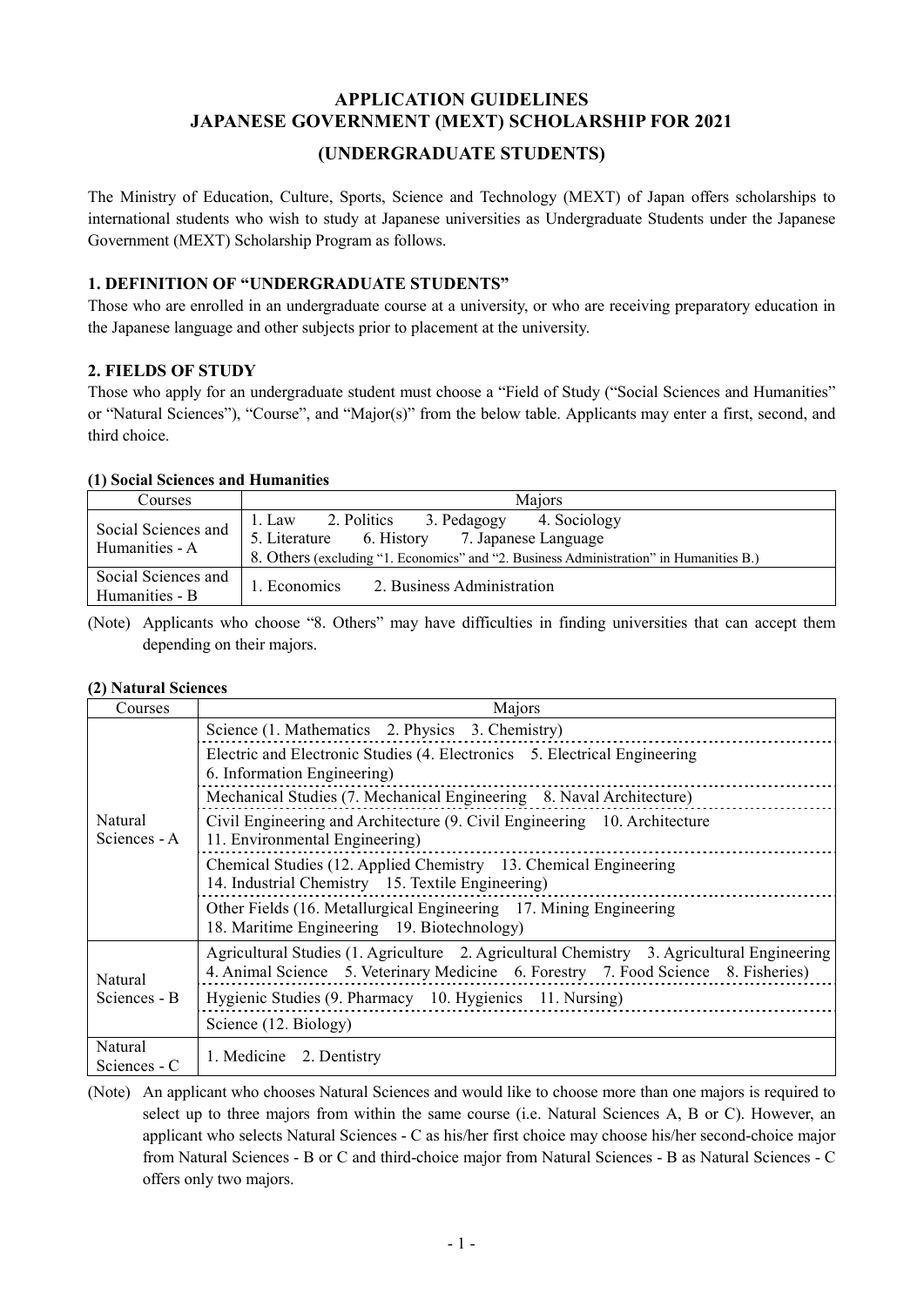# APPLICATION GUIDELINES
# JAPANESE GOVERNMENT (MEXT) SCHOLARSHIP FOR 2021
## (UNDERGRADUATE STUDENTS)

The Ministry of Education, Culture, Sports, Science and Technology (MEXT) of Japan offers scholarships to international students who wish to study at Japanese universities as Undergraduate Students under the Japanese Government (MEXT) Scholarship Program as follows.

### 1. DEFINITION OF "UNDERGRADUATE STUDENTS"

Those who are enrolled in an undergraduate course at a university, or who are receiving preparatory education in the Japanese language and other subjects prior to placement at the university.

### 2. FIELDS OF STUDY

Those who apply for an undergraduate student must choose a "Field of Study ("Social Sciences and Humanities" or "Natural Sciences"), "Course", and "Major(s)" from the below table. Applicants may enter a first, second, and third choice.

**(1) Social Sciences and Humanities**

| Courses | Majors |
|---|---|
| Social Sciences and Humanities - A | 1. Law 2. Politics 3. Pedagogy 4. Sociology 5. Literature 6. History 7. Japanese Language 8. Others (excluding "1. Economics" and "2. Business Administration" in Humanities B.) |
| Social Sciences and Humanities - B | 1. Economics 2. Business Administration |

(Note) Applicants who choose "8. Others" may have difficulties in finding universities that can accept them depending on their majors.

**(2) Natural Sciences**

| Courses | Majors |
|---|---|
| Natural Sciences - A | Science (1. Mathematics 2. Physics 3. Chemistry) |
| | Electric and Electronic Studies (4. Electronics 5. Electrical Engineering 6. Information Engineering) |
| | Mechanical Studies (7. Mechanical Engineering 8. Naval Architecture) |
| | Civil Engineering and Architecture (9. Civil Engineering 10. Architecture 11. Environmental Engineering) |
| | Chemical Studies (12. Applied Chemistry 13. Chemical Engineering 14. Industrial Chemistry 15. Textile Engineering) |
| | Other Fields (16. Metallurgical Engineering 17. Mining Engineering 18. Maritime Engineering 19. Biotechnology) |
| Natural Sciences - B | Agricultural Studies (1. Agriculture 2. Agricultural Chemistry 3. Agricultural Engineering 4. Animal Science 5. Veterinary Medicine 6. Forestry 7. Food Science 8. Fisheries) |
| | Hygienic Studies (9. Pharmacy 10. Hygienics 11. Nursing) |
| | Science (12. Biology) |
| Natural Sciences - C | 1. Medicine 2. Dentistry |

(Note) An applicant who chooses Natural Sciences and would like to choose more than one majors is required to select up to three majors from within the same course (i.e. Natural Sciences A, B or C). However, an applicant who selects Natural Sciences - C as his/her first choice may choose his/her second-choice major from Natural Sciences - B or C and third-choice major from Natural Sciences - B as Natural Sciences - C offers only two majors.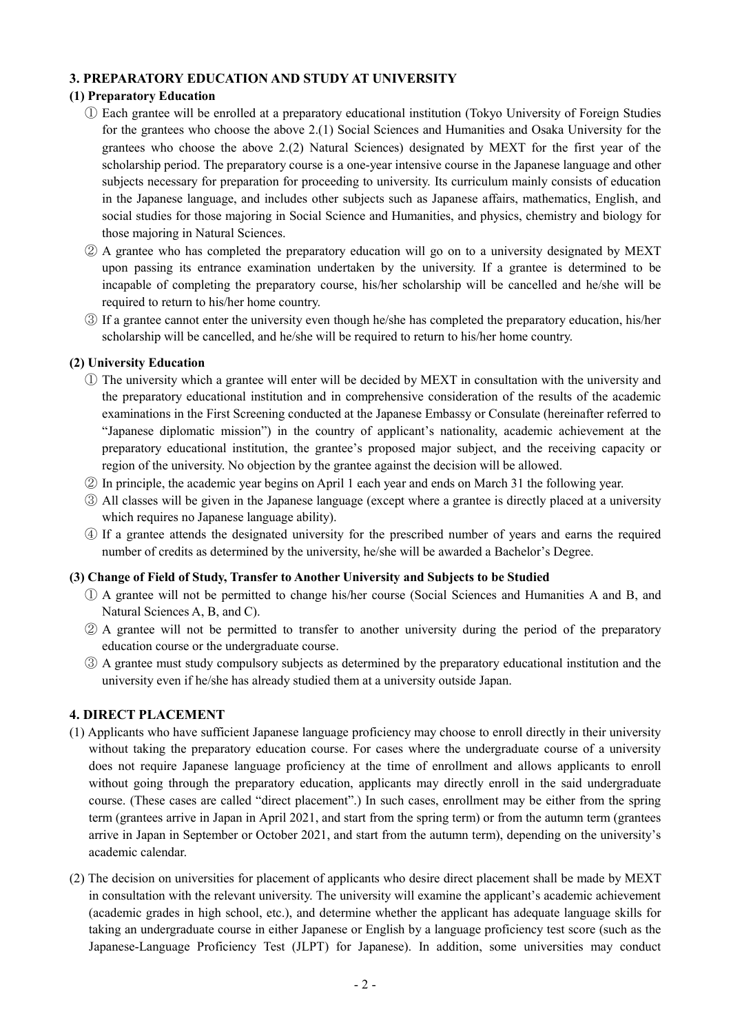## 3. PREPARATORY EDUCATION AND STUDY AT UNIVERSITY

### (1) Preparatory Education

① Each grantee will be enrolled at a preparatory educational institution (Tokyo University of Foreign Studies for the grantees who choose the above 2.(1) Social Sciences and Humanities and Osaka University for the grantees who choose the above 2.(2) Natural Sciences) designated by MEXT for the first year of the scholarship period. The preparatory course is a one-year intensive course in the Japanese language and other subjects necessary for preparation for proceeding to university. Its curriculum mainly consists of education in the Japanese language, and includes other subjects such as Japanese affairs, mathematics, English, and social studies for those majoring in Social Science and Humanities, and physics, chemistry and biology for those majoring in Natural Sciences.

② A grantee who has completed the preparatory education will go on to a university designated by MEXT upon passing its entrance examination undertaken by the university. If a grantee is determined to be incapable of completing the preparatory course, his/her scholarship will be cancelled and he/she will be required to return to his/her home country.

③ If a grantee cannot enter the university even though he/she has completed the preparatory education, his/her scholarship will be cancelled, and he/she will be required to return to his/her home country.

### (2) University Education

① The university which a grantee will enter will be decided by MEXT in consultation with the university and the preparatory educational institution and in comprehensive consideration of the results of the academic examinations in the First Screening conducted at the Japanese Embassy or Consulate (hereinafter referred to "Japanese diplomatic mission") in the country of applicant's nationality, academic achievement at the preparatory educational institution, the grantee's proposed major subject, and the receiving capacity or region of the university. No objection by the grantee against the decision will be allowed.

② In principle, the academic year begins on April 1 each year and ends on March 31 the following year.

③ All classes will be given in the Japanese language (except where a grantee is directly placed at a university which requires no Japanese language ability).

④ If a grantee attends the designated university for the prescribed number of years and earns the required number of credits as determined by the university, he/she will be awarded a Bachelor's Degree.

### (3) Change of Field of Study, Transfer to Another University and Subjects to be Studied

① A grantee will not be permitted to change his/her course (Social Sciences and Humanities A and B, and Natural Sciences A, B, and C).

② A grantee will not be permitted to transfer to another university during the period of the preparatory education course or the undergraduate course.

③ A grantee must study compulsory subjects as determined by the preparatory educational institution and the university even if he/she has already studied them at a university outside Japan.

## 4. DIRECT PLACEMENT

(1) Applicants who have sufficient Japanese language proficiency may choose to enroll directly in their university without taking the preparatory education course. For cases where the undergraduate course of a university does not require Japanese language proficiency at the time of enrollment and allows applicants to enroll without going through the preparatory education, applicants may directly enroll in the said undergraduate course. (These cases are called "direct placement".) In such cases, enrollment may be either from the spring term (grantees arrive in Japan in April 2021, and start from the spring term) or from the autumn term (grantees arrive in Japan in September or October 2021, and start from the autumn term), depending on the university's academic calendar.

(2) The decision on universities for placement of applicants who desire direct placement shall be made by MEXT in consultation with the relevant university. The university will examine the applicant's academic achievement (academic grades in high school, etc.), and determine whether the applicant has adequate language skills for taking an undergraduate course in either Japanese or English by a language proficiency test score (such as the Japanese-Language Proficiency Test (JLPT) for Japanese). In addition, some universities may conduct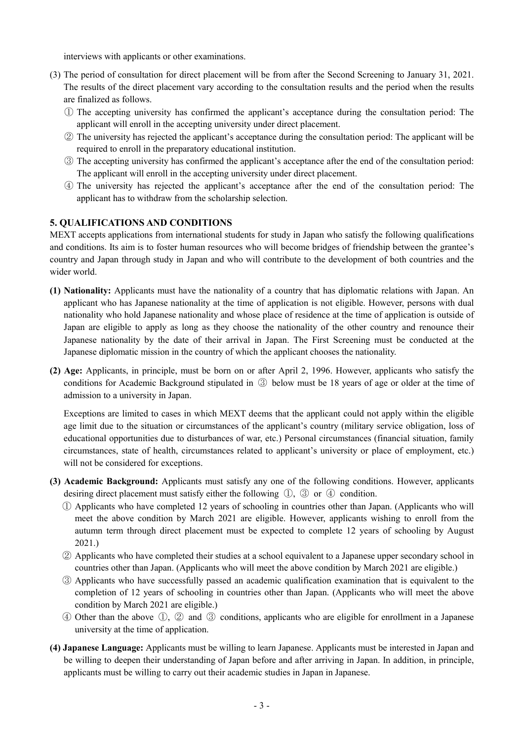interviews with applicants or other examinations.

(3) The period of consultation for direct placement will be from after the Second Screening to January 31, 2021. The results of the direct placement vary according to the consultation results and the period when the results are finalized as follows.

① The accepting university has confirmed the applicant's acceptance during the consultation period: The applicant will enroll in the accepting university under direct placement.

② The university has rejected the applicant's acceptance during the consultation period: The applicant will be required to enroll in the preparatory educational institution.

③ The accepting university has confirmed the applicant's acceptance after the end of the consultation period: The applicant will enroll in the accepting university under direct placement.

④ The university has rejected the applicant's acceptance after the end of the consultation period: The applicant has to withdraw from the scholarship selection.

## 5. QUALIFICATIONS AND CONDITIONS

MEXT accepts applications from international students for study in Japan who satisfy the following qualifications and conditions. Its aim is to foster human resources who will become bridges of friendship between the grantee's country and Japan through study in Japan and who will contribute to the development of both countries and the wider world.

**(1) Nationality:** Applicants must have the nationality of a country that has diplomatic relations with Japan. An applicant who has Japanese nationality at the time of application is not eligible. However, persons with dual nationality who hold Japanese nationality and whose place of residence at the time of application is outside of Japan are eligible to apply as long as they choose the nationality of the other country and renounce their Japanese nationality by the date of their arrival in Japan. The First Screening must be conducted at the Japanese diplomatic mission in the country of which the applicant chooses the nationality.

**(2) Age:** Applicants, in principle, must be born on or after April 2, 1996. However, applicants who satisfy the conditions for Academic Background stipulated in ③ below must be 18 years of age or older at the time of admission to a university in Japan.

Exceptions are limited to cases in which MEXT deems that the applicant could not apply within the eligible age limit due to the situation or circumstances of the applicant's country (military service obligation, loss of educational opportunities due to disturbances of war, etc.) Personal circumstances (financial situation, family circumstances, state of health, circumstances related to applicant's university or place of employment, etc.) will not be considered for exceptions.

**(3) Academic Background:** Applicants must satisfy any one of the following conditions. However, applicants desiring direct placement must satisfy either the following ①, ③ or ④ condition.

① Applicants who have completed 12 years of schooling in countries other than Japan. (Applicants who will meet the above condition by March 2021 are eligible. However, applicants wishing to enroll from the autumn term through direct placement must be expected to complete 12 years of schooling by August 2021.)

② Applicants who have completed their studies at a school equivalent to a Japanese upper secondary school in countries other than Japan. (Applicants who will meet the above condition by March 2021 are eligible.)

③ Applicants who have successfully passed an academic qualification examination that is equivalent to the completion of 12 years of schooling in countries other than Japan. (Applicants who will meet the above condition by March 2021 are eligible.)

④ Other than the above ①, ② and ③ conditions, applicants who are eligible for enrollment in a Japanese university at the time of application.

**(4) Japanese Language:** Applicants must be willing to learn Japanese. Applicants must be interested in Japan and be willing to deepen their understanding of Japan before and after arriving in Japan. In addition, in principle, applicants must be willing to carry out their academic studies in Japan in Japanese.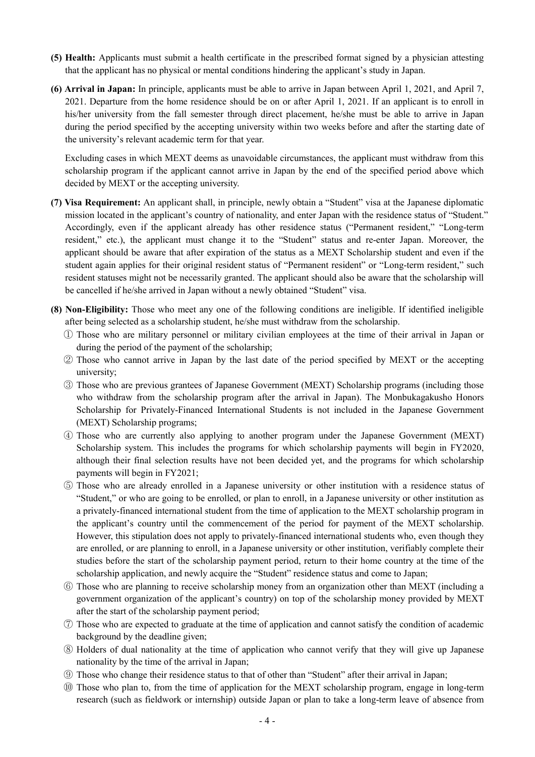**(5) Health:** Applicants must submit a health certificate in the prescribed format signed by a physician attesting that the applicant has no physical or mental conditions hindering the applicant's study in Japan.

**(6) Arrival in Japan:** In principle, applicants must be able to arrive in Japan between April 1, 2021, and April 7, 2021. Departure from the home residence should be on or after April 1, 2021. If an applicant is to enroll in his/her university from the fall semester through direct placement, he/she must be able to arrive in Japan during the period specified by the accepting university within two weeks before and after the starting date of the university's relevant academic term for that year.

Excluding cases in which MEXT deems as unavoidable circumstances, the applicant must withdraw from this scholarship program if the applicant cannot arrive in Japan by the end of the specified period above which decided by MEXT or the accepting university.

**(7) Visa Requirement:** An applicant shall, in principle, newly obtain a "Student" visa at the Japanese diplomatic mission located in the applicant's country of nationality, and enter Japan with the residence status of "Student." Accordingly, even if the applicant already has other residence status ("Permanent resident," "Long-term resident," etc.), the applicant must change it to the "Student" status and re-enter Japan. Moreover, the applicant should be aware that after expiration of the status as a MEXT Scholarship student and even if the student again applies for their original resident status of "Permanent resident" or "Long-term resident," such resident statuses might not be necessarily granted. The applicant should also be aware that the scholarship will be cancelled if he/she arrived in Japan without a newly obtained "Student" visa.

**(8) Non-Eligibility:** Those who meet any one of the following conditions are ineligible. If identified ineligible after being selected as a scholarship student, he/she must withdraw from the scholarship.

① Those who are military personnel or military civilian employees at the time of their arrival in Japan or during the period of the payment of the scholarship;

② Those who cannot arrive in Japan by the last date of the period specified by MEXT or the accepting university;

③ Those who are previous grantees of Japanese Government (MEXT) Scholarship programs (including those who withdraw from the scholarship program after the arrival in Japan). The Monbukagakusho Honors Scholarship for Privately-Financed International Students is not included in the Japanese Government (MEXT) Scholarship programs;

④ Those who are currently also applying to another program under the Japanese Government (MEXT) Scholarship system. This includes the programs for which scholarship payments will begin in FY2020, although their final selection results have not been decided yet, and the programs for which scholarship payments will begin in FY2021;

⑤ Those who are already enrolled in a Japanese university or other institution with a residence status of "Student," or who are going to be enrolled, or plan to enroll, in a Japanese university or other institution as a privately-financed international student from the time of application to the MEXT scholarship program in the applicant's country until the commencement of the period for payment of the MEXT scholarship. However, this stipulation does not apply to privately-financed international students who, even though they are enrolled, or are planning to enroll, in a Japanese university or other institution, verifiably complete their studies before the start of the scholarship payment period, return to their home country at the time of the scholarship application, and newly acquire the "Student" residence status and come to Japan;

⑥ Those who are planning to receive scholarship money from an organization other than MEXT (including a government organization of the applicant's country) on top of the scholarship money provided by MEXT after the start of the scholarship payment period;

⑦ Those who are expected to graduate at the time of application and cannot satisfy the condition of academic background by the deadline given;

⑧ Holders of dual nationality at the time of application who cannot verify that they will give up Japanese nationality by the time of the arrival in Japan;

⑨ Those who change their residence status to that of other than "Student" after their arrival in Japan;

⑩ Those who plan to, from the time of application for the MEXT scholarship program, engage in long-term research (such as fieldwork or internship) outside Japan or plan to take a long-term leave of absence from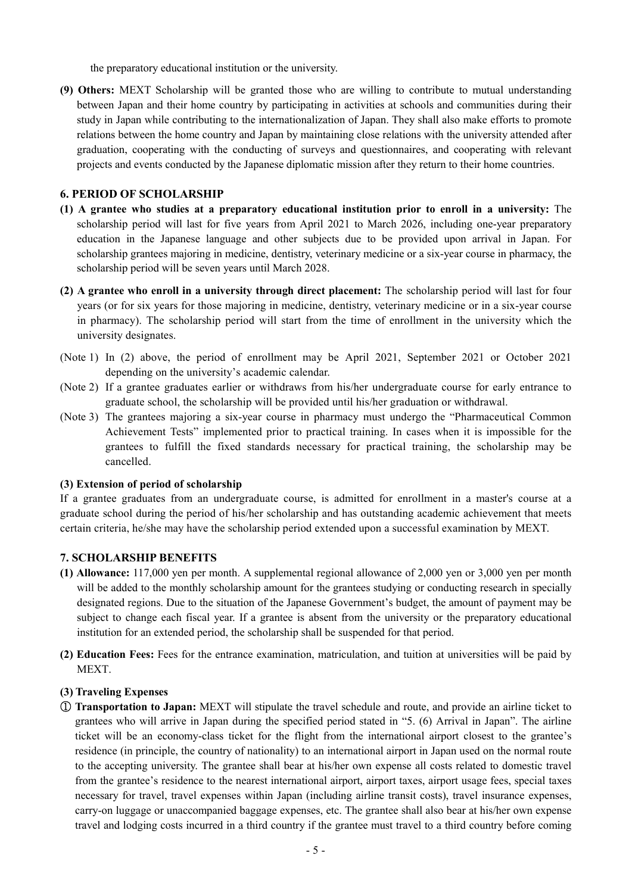the preparatory educational institution or the university.

**(9) Others:** MEXT Scholarship will be granted those who are willing to contribute to mutual understanding between Japan and their home country by participating in activities at schools and communities during their study in Japan while contributing to the internationalization of Japan. They shall also make efforts to promote relations between the home country and Japan by maintaining close relations with the university attended after graduation, cooperating with the conducting of surveys and questionnaires, and cooperating with relevant projects and events conducted by the Japanese diplomatic mission after they return to their home countries.

## 6. PERIOD OF SCHOLARSHIP

**(1) A grantee who studies at a preparatory educational institution prior to enroll in a university:** The scholarship period will last for five years from April 2021 to March 2026, including one-year preparatory education in the Japanese language and other subjects due to be provided upon arrival in Japan. For scholarship grantees majoring in medicine, dentistry, veterinary medicine or a six-year course in pharmacy, the scholarship period will be seven years until March 2028.

**(2) A grantee who enroll in a university through direct placement:** The scholarship period will last for four years (or for six years for those majoring in medicine, dentistry, veterinary medicine or in a six-year course in pharmacy). The scholarship period will start from the time of enrollment in the university which the university designates.

(Note 1) In (2) above, the period of enrollment may be April 2021, September 2021 or October 2021 depending on the university's academic calendar.

(Note 2) If a grantee graduates earlier or withdraws from his/her undergraduate course for early entrance to graduate school, the scholarship will be provided until his/her graduation or withdrawal.

(Note 3) The grantees majoring a six-year course in pharmacy must undergo the "Pharmaceutical Common Achievement Tests" implemented prior to practical training. In cases when it is impossible for the grantees to fulfill the fixed standards necessary for practical training, the scholarship may be cancelled.

**(3) Extension of period of scholarship**

If a grantee graduates from an undergraduate course, is admitted for enrollment in a master's course at a graduate school during the period of his/her scholarship and has outstanding academic achievement that meets certain criteria, he/she may have the scholarship period extended upon a successful examination by MEXT.

## 7. SCHOLARSHIP BENEFITS

**(1) Allowance:** 117,000 yen per month. A supplemental regional allowance of 2,000 yen or 3,000 yen per month will be added to the monthly scholarship amount for the grantees studying or conducting research in specially designated regions. Due to the situation of the Japanese Government's budget, the amount of payment may be subject to change each fiscal year. If a grantee is absent from the university or the preparatory educational institution for an extended period, the scholarship shall be suspended for that period.

**(2) Education Fees:** Fees for the entrance examination, matriculation, and tuition at universities will be paid by MEXT.

**(3) Traveling Expenses**

① **Transportation to Japan:** MEXT will stipulate the travel schedule and route, and provide an airline ticket to grantees who will arrive in Japan during the specified period stated in "5. (6) Arrival in Japan". The airline ticket will be an economy-class ticket for the flight from the international airport closest to the grantee's residence (in principle, the country of nationality) to an international airport in Japan used on the normal route to the accepting university. The grantee shall bear at his/her own expense all costs related to domestic travel from the grantee's residence to the nearest international airport, airport taxes, airport usage fees, special taxes necessary for travel, travel expenses within Japan (including airline transit costs), travel insurance expenses, carry-on luggage or unaccompanied baggage expenses, etc. The grantee shall also bear at his/her own expense travel and lodging costs incurred in a third country if the grantee must travel to a third country before coming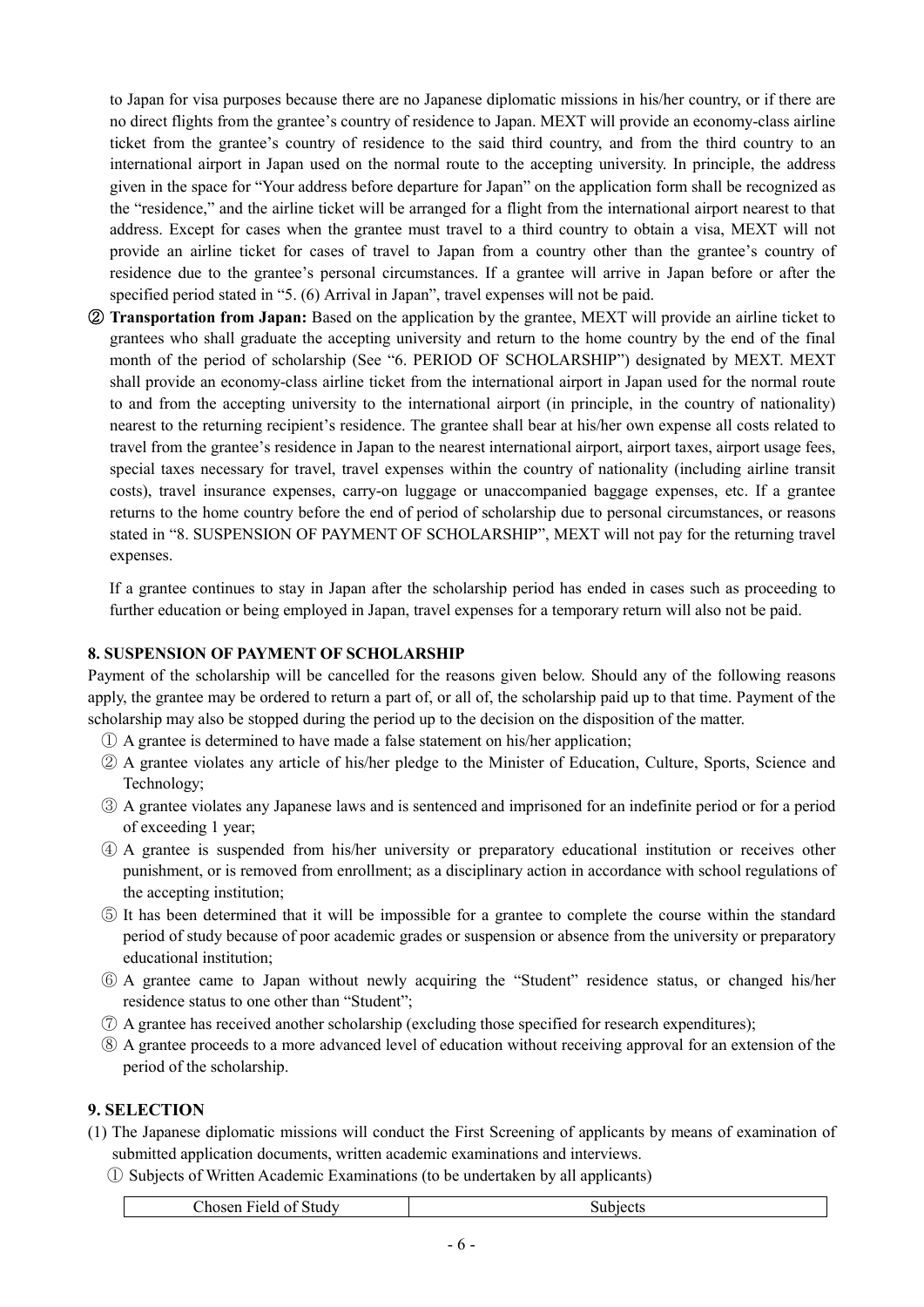to Japan for visa purposes because there are no Japanese diplomatic missions in his/her country, or if there are no direct flights from the grantee's country of residence to Japan. MEXT will provide an economy-class airline ticket from the grantee's country of residence to the said third country, and from the third country to an international airport in Japan used on the normal route to the accepting university. In principle, the address given in the space for "Your address before departure for Japan" on the application form shall be recognized as the "residence," and the airline ticket will be arranged for a flight from the international airport nearest to that address. Except for cases when the grantee must travel to a third country to obtain a visa, MEXT will not provide an airline ticket for cases of travel to Japan from a country other than the grantee's country of residence due to the grantee's personal circumstances. If a grantee will arrive in Japan before or after the specified period stated in "5. (6) Arrival in Japan", travel expenses will not be paid.

② **Transportation from Japan:** Based on the application by the grantee, MEXT will provide an airline ticket to grantees who shall graduate the accepting university and return to the home country by the end of the final month of the period of scholarship (See "6. PERIOD OF SCHOLARSHIP") designated by MEXT. MEXT shall provide an economy-class airline ticket from the international airport in Japan used for the normal route to and from the accepting university to the international airport (in principle, in the country of nationality) nearest to the returning recipient's residence. The grantee shall bear at his/her own expense all costs related to travel from the grantee's residence in Japan to the nearest international airport, airport taxes, airport usage fees, special taxes necessary for travel, travel expenses within the country of nationality (including airline transit costs), travel insurance expenses, carry-on luggage or unaccompanied baggage expenses, etc. If a grantee returns to the home country before the end of period of scholarship due to personal circumstances, or reasons stated in "8. SUSPENSION OF PAYMENT OF SCHOLARSHIP", MEXT will not pay for the returning travel expenses.

If a grantee continues to stay in Japan after the scholarship period has ended in cases such as proceeding to further education or being employed in Japan, travel expenses for a temporary return will also not be paid.

**8. SUSPENSION OF PAYMENT OF SCHOLARSHIP**

Payment of the scholarship will be cancelled for the reasons given below. Should any of the following reasons apply, the grantee may be ordered to return a part of, or all of, the scholarship paid up to that time. Payment of the scholarship may also be stopped during the period up to the decision on the disposition of the matter.

① A grantee is determined to have made a false statement on his/her application;
② A grantee violates any article of his/her pledge to the Minister of Education, Culture, Sports, Science and Technology;
③ A grantee violates any Japanese laws and is sentenced and imprisoned for an indefinite period or for a period of exceeding 1 year;
④ A grantee is suspended from his/her university or preparatory educational institution or receives other punishment, or is removed from enrollment; as a disciplinary action in accordance with school regulations of the accepting institution;
⑤ It has been determined that it will be impossible for a grantee to complete the course within the standard period of study because of poor academic grades or suspension or absence from the university or preparatory educational institution;
⑥ A grantee came to Japan without newly acquiring the "Student" residence status, or changed his/her residence status to one other than "Student";
⑦ A grantee has received another scholarship (excluding those specified for research expenditures);
⑧ A grantee proceeds to a more advanced level of education without receiving approval for an extension of the period of the scholarship.

**9. SELECTION**

(1) The Japanese diplomatic missions will conduct the First Screening of applicants by means of examination of submitted application documents, written academic examinations and interviews.

① Subjects of Written Academic Examinations (to be undertaken by all applicants)

| Chosen Field of Study | Subjects |
|---|---|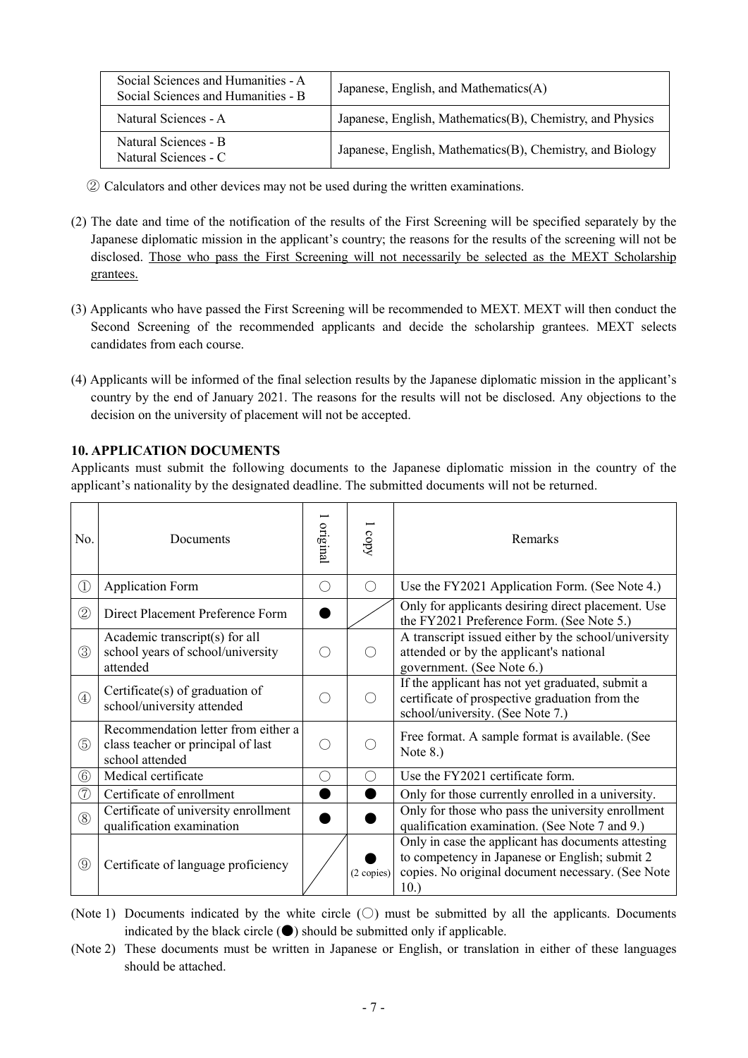| | |
|---|---|
| Social Sciences and Humanities - A<br>Social Sciences and Humanities - B | Japanese, English, and Mathematics(A) |
| Natural Sciences - A | Japanese, English, Mathematics(B), Chemistry, and Physics |
| Natural Sciences - B<br>Natural Sciences - C | Japanese, English, Mathematics(B), Chemistry, and Biology |

② Calculators and other devices may not be used during the written examinations.

(2) The date and time of the notification of the results of the First Screening will be specified separately by the Japanese diplomatic mission in the applicant's country; the reasons for the results of the screening will not be disclosed. Those who pass the First Screening will not necessarily be selected as the MEXT Scholarship grantees.

(3) Applicants who have passed the First Screening will be recommended to MEXT. MEXT will then conduct the Second Screening of the recommended applicants and decide the scholarship grantees. MEXT selects candidates from each course.

(4) Applicants will be informed of the final selection results by the Japanese diplomatic mission in the applicant's country by the end of January 2021. The reasons for the results will not be disclosed. Any objections to the decision on the university of placement will not be accepted.

**10. APPLICATION DOCUMENTS**

Applicants must submit the following documents to the Japanese diplomatic mission in the country of the applicant's nationality by the designated deadline. The submitted documents will not be returned.

| No. | Documents | 1 original | 1 copy | Remarks |
|---|---|---|---|---|
| ① | Application Form | ○ | ○ | Use the FY2021 Application Form. (See Note 4.) |
| ② | Direct Placement Preference Form | ● | | Only for applicants desiring direct placement. Use the FY2021 Preference Form. (See Note 5.) |
| ③ | Academic transcript(s) for all school years of school/university attended | ○ | ○ | A transcript issued either by the school/university attended or by the applicant's national government. (See Note 6.) |
| ④ | Certificate(s) of graduation of school/university attended | ○ | ○ | If the applicant has not yet graduated, submit a certificate of prospective graduation from the school/university. (See Note 7.) |
| ⑤ | Recommendation letter from either a class teacher or principal of last school attended | ○ | ○ | Free format. A sample format is available. (See Note 8.) |
| ⑥ | Medical certificate | ○ | ○ | Use the FY2021 certificate form. |
| ⑦ | Certificate of enrollment | ● | ● | Only for those currently enrolled in a university. |
| ⑧ | Certificate of university enrollment qualification examination | ● | ● | Only for those who pass the university enrollment qualification examination. (See Note 7 and 9.) |
| ⑨ | Certificate of language proficiency | | ● (2 copies) | Only in case the applicant has documents attesting to competency in Japanese or English; submit 2 copies. No original document necessary. (See Note 10.) |

(Note 1) Documents indicated by the white circle (○) must be submitted by all the applicants. Documents indicated by the black circle (●) should be submitted only if applicable.

(Note 2) These documents must be written in Japanese or English, or translation in either of these languages should be attached.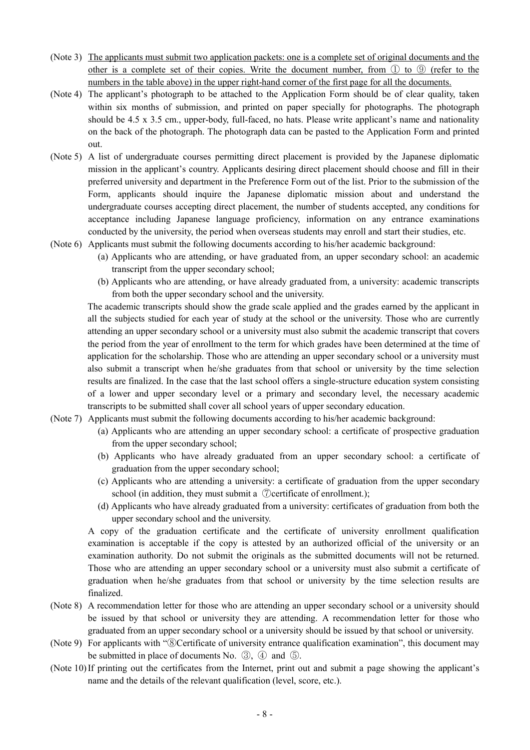(Note 3) <u>The applicants must submit two application packets: one is a complete set of original documents and the other is a complete set of their copies. Write the document number, from ① to ⑨ (refer to the numbers in the table above) in the upper right-hand corner of the first page for all the documents.</u>

(Note 4) The applicant's photograph to be attached to the Application Form should be of clear quality, taken within six months of submission, and printed on paper specially for photographs. The photograph should be 4.5 x 3.5 cm., upper-body, full-faced, no hats. Please write applicant's name and nationality on the back of the photograph. The photograph data can be pasted to the Application Form and printed out.

(Note 5) A list of undergraduate courses permitting direct placement is provided by the Japanese diplomatic mission in the applicant's country. Applicants desiring direct placement should choose and fill in their preferred university and department in the Preference Form out of the list. Prior to the submission of the Form, applicants should inquire the Japanese diplomatic mission about and understand the undergraduate courses accepting direct placement, the number of students accepted, any conditions for acceptance including Japanese language proficiency, information on any entrance examinations conducted by the university, the period when overseas students may enroll and start their studies, etc.

(Note 6) Applicants must submit the following documents according to his/her academic background:

- (a) Applicants who are attending, or have graduated from, an upper secondary school: an academic transcript from the upper secondary school;
- (b) Applicants who are attending, or have already graduated from, a university: academic transcripts from both the upper secondary school and the university.

The academic transcripts should show the grade scale applied and the grades earned by the applicant in all the subjects studied for each year of study at the school or the university. Those who are currently attending an upper secondary school or a university must also submit the academic transcript that covers the period from the year of enrollment to the term for which grades have been determined at the time of application for the scholarship. Those who are attending an upper secondary school or a university must also submit a transcript when he/she graduates from that school or university by the time selection results are finalized. In the case that the last school offers a single-structure education system consisting of a lower and upper secondary level or a primary and secondary level, the necessary academic transcripts to be submitted shall cover all school years of upper secondary education.

(Note 7) Applicants must submit the following documents according to his/her academic background:

- (a) Applicants who are attending an upper secondary school: a certificate of prospective graduation from the upper secondary school;
- (b) Applicants who have already graduated from an upper secondary school: a certificate of graduation from the upper secondary school;
- (c) Applicants who are attending a university: a certificate of graduation from the upper secondary school (in addition, they must submit a ⑦certificate of enrollment.);
- (d) Applicants who have already graduated from a university: certificates of graduation from both the upper secondary school and the university.

A copy of the graduation certificate and the certificate of university enrollment qualification examination is acceptable if the copy is attested by an authorized official of the university or an examination authority. Do not submit the originals as the submitted documents will not be returned. Those who are attending an upper secondary school or a university must also submit a certificate of graduation when he/she graduates from that school or university by the time selection results are finalized.

(Note 8) A recommendation letter for those who are attending an upper secondary school or a university should be issued by that school or university they are attending. A recommendation letter for those who graduated from an upper secondary school or a university should be issued by that school or university.

(Note 9) For applicants with "⑧Certificate of university entrance qualification examination", this document may be submitted in place of documents No. ③, ④ and ⑤.

(Note 10) If printing out the certificates from the Internet, print out and submit a page showing the applicant's name and the details of the relevant qualification (level, score, etc.).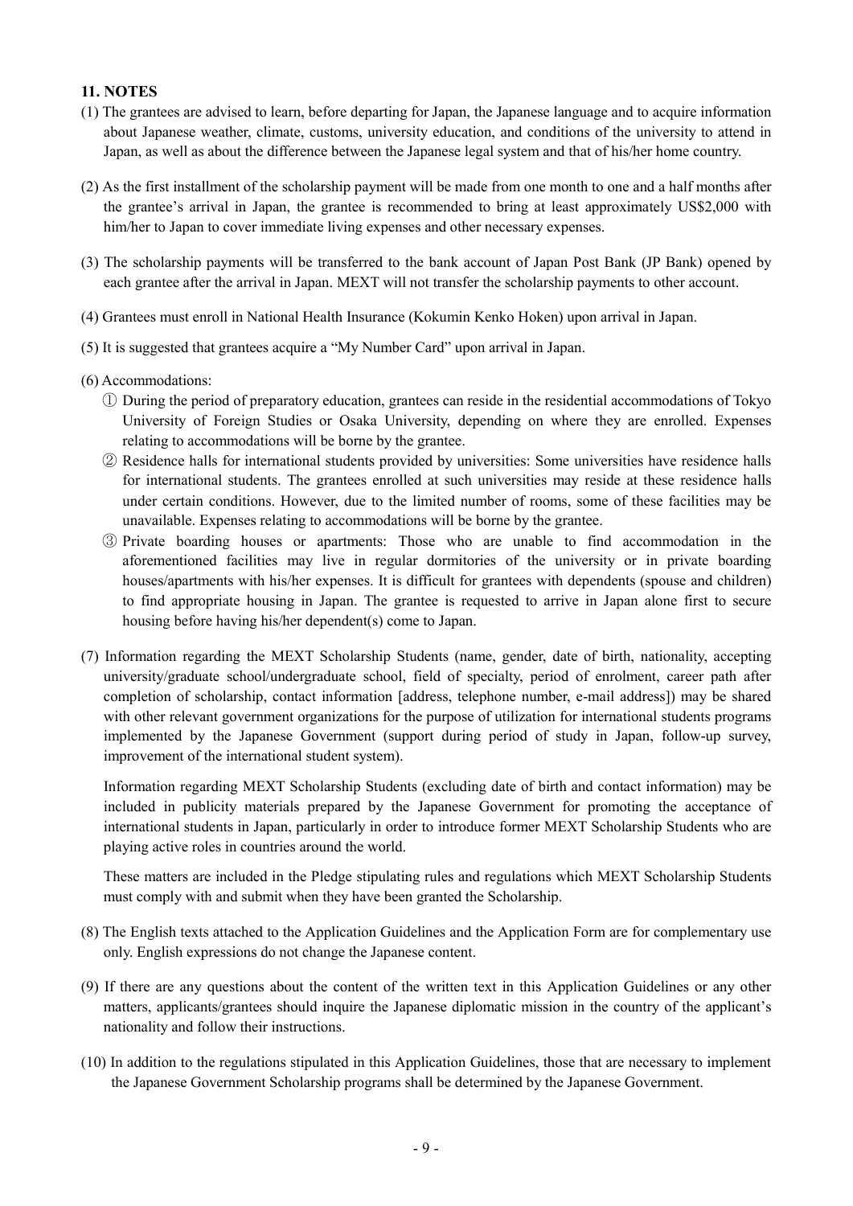## 11. NOTES

(1) The grantees are advised to learn, before departing for Japan, the Japanese language and to acquire information about Japanese weather, climate, customs, university education, and conditions of the university to attend in Japan, as well as about the difference between the Japanese legal system and that of his/her home country.

(2) As the first installment of the scholarship payment will be made from one month to one and a half months after the grantee's arrival in Japan, the grantee is recommended to bring at least approximately US$2,000 with him/her to Japan to cover immediate living expenses and other necessary expenses.

(3) The scholarship payments will be transferred to the bank account of Japan Post Bank (JP Bank) opened by each grantee after the arrival in Japan. MEXT will not transfer the scholarship payments to other account.

(4) Grantees must enroll in National Health Insurance (Kokumin Kenko Hoken) upon arrival in Japan.

(5) It is suggested that grantees acquire a "My Number Card" upon arrival in Japan.

(6) Accommodations:

① During the period of preparatory education, grantees can reside in the residential accommodations of Tokyo University of Foreign Studies or Osaka University, depending on where they are enrolled. Expenses relating to accommodations will be borne by the grantee.

② Residence halls for international students provided by universities: Some universities have residence halls for international students. The grantees enrolled at such universities may reside at these residence halls under certain conditions. However, due to the limited number of rooms, some of these facilities may be unavailable. Expenses relating to accommodations will be borne by the grantee.

③ Private boarding houses or apartments: Those who are unable to find accommodation in the aforementioned facilities may live in regular dormitories of the university or in private boarding houses/apartments with his/her expenses. It is difficult for grantees with dependents (spouse and children) to find appropriate housing in Japan. The grantee is requested to arrive in Japan alone first to secure housing before having his/her dependent(s) come to Japan.

(7) Information regarding the MEXT Scholarship Students (name, gender, date of birth, nationality, accepting university/graduate school/undergraduate school, field of specialty, period of enrolment, career path after completion of scholarship, contact information [address, telephone number, e-mail address]) may be shared with other relevant government organizations for the purpose of utilization for international students programs implemented by the Japanese Government (support during period of study in Japan, follow-up survey, improvement of the international student system).

Information regarding MEXT Scholarship Students (excluding date of birth and contact information) may be included in publicity materials prepared by the Japanese Government for promoting the acceptance of international students in Japan, particularly in order to introduce former MEXT Scholarship Students who are playing active roles in countries around the world.

These matters are included in the Pledge stipulating rules and regulations which MEXT Scholarship Students must comply with and submit when they have been granted the Scholarship.

(8) The English texts attached to the Application Guidelines and the Application Form are for complementary use only. English expressions do not change the Japanese content.

(9) If there are any questions about the content of the written text in this Application Guidelines or any other matters, applicants/grantees should inquire the Japanese diplomatic mission in the country of the applicant's nationality and follow their instructions.

(10) In addition to the regulations stipulated in this Application Guidelines, those that are necessary to implement the Japanese Government Scholarship programs shall be determined by the Japanese Government.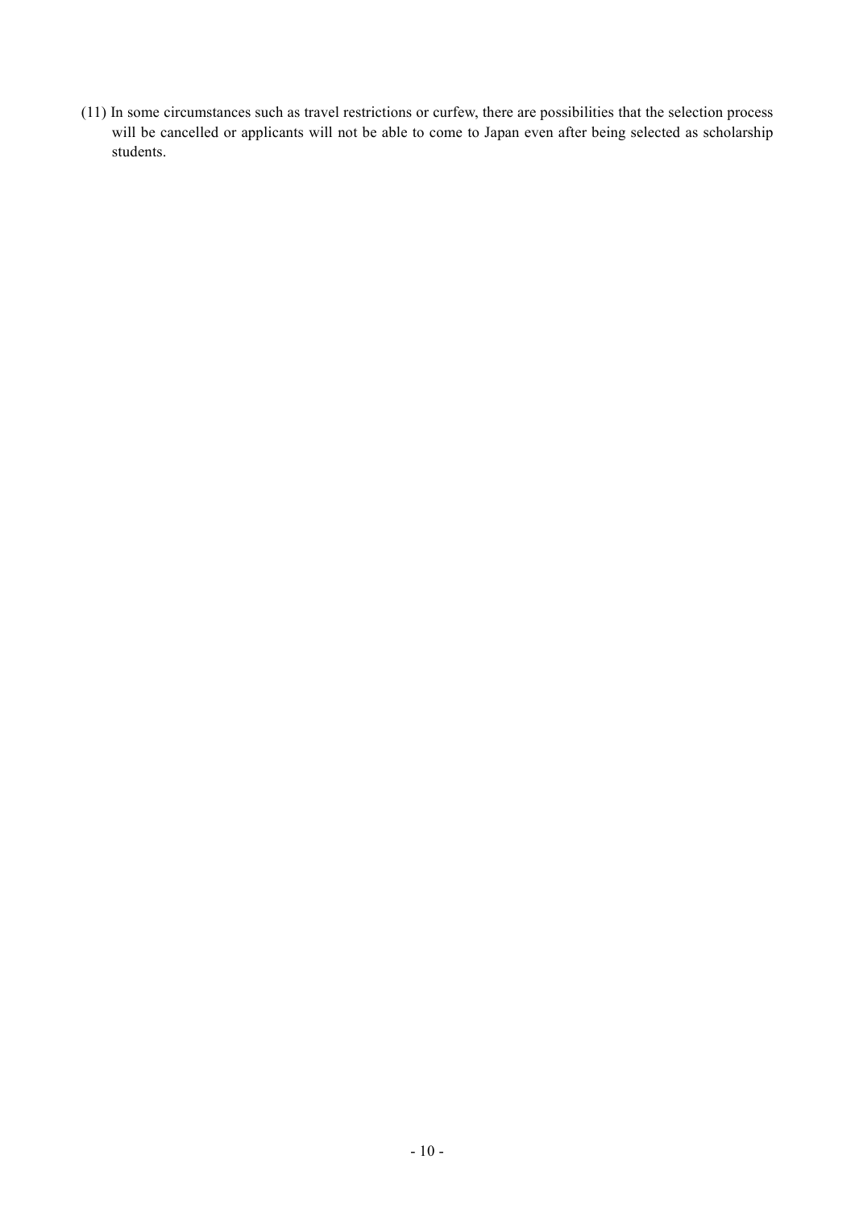(11) In some circumstances such as travel restrictions or curfew, there are possibilities that the selection process will be cancelled or applicants will not be able to come to Japan even after being selected as scholarship students.